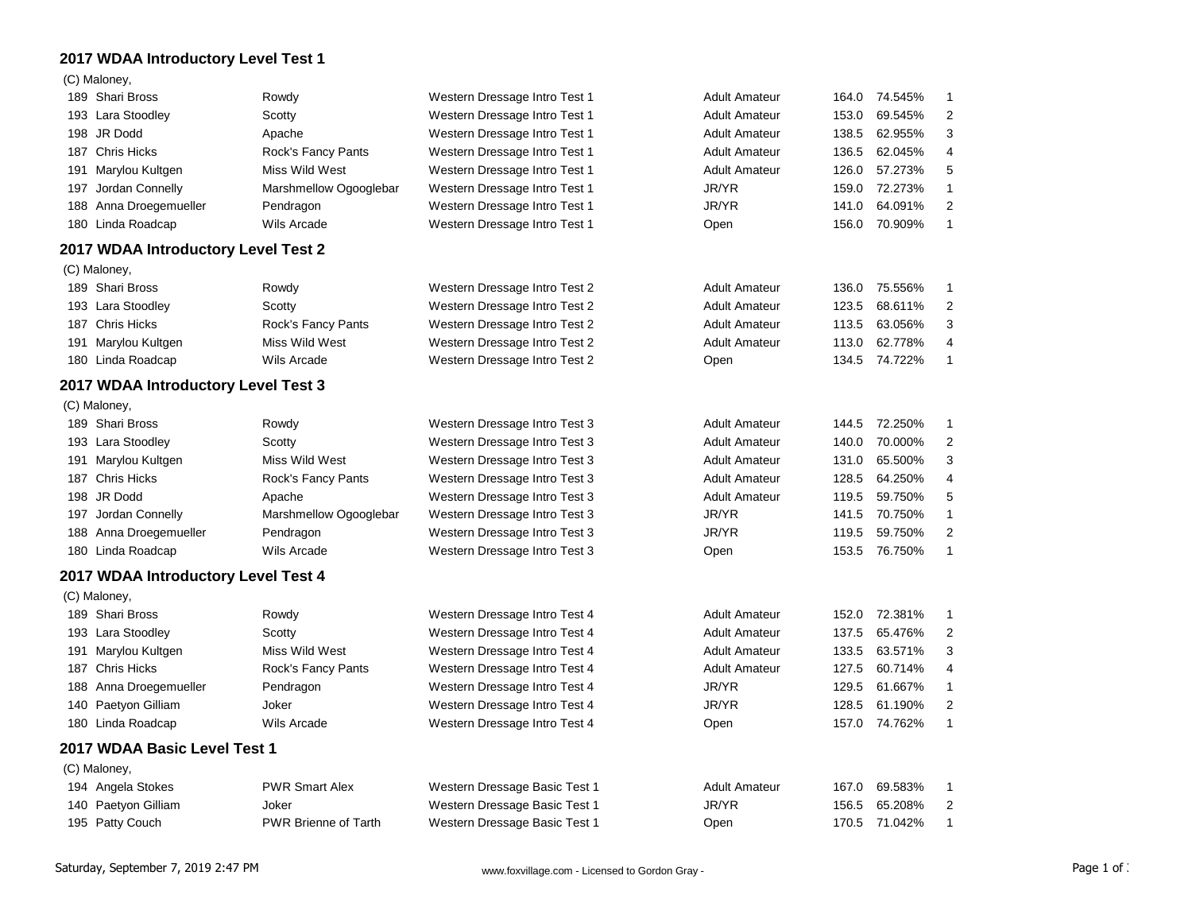## 2017 WDAA Introductory Level Test 1

(C) Maloney,

| No. | Rider | Horse | Test | Division | Score | Percent | Place |
|---|---|---|---|---|---|---|---|
| 189 | Shari Bross | Rowdy | Western Dressage Intro Test 1 | Adult Amateur | 164.0 | 74.545% | 1 |
| 193 | Lara Stoodley | Scotty | Western Dressage Intro Test 1 | Adult Amateur | 153.0 | 69.545% | 2 |
| 198 | JR Dodd | Apache | Western Dressage Intro Test 1 | Adult Amateur | 138.5 | 62.955% | 3 |
| 187 | Chris Hicks | Rock's Fancy Pants | Western Dressage Intro Test 1 | Adult Amateur | 136.5 | 62.045% | 4 |
| 191 | Marylou Kultgen | Miss Wild West | Western Dressage Intro Test 1 | Adult Amateur | 126.0 | 57.273% | 5 |
| 197 | Jordan Connelly | Marshmellow Ogooglebar | Western Dressage Intro Test 1 | JR/YR | 159.0 | 72.273% | 1 |
| 188 | Anna Droegemueller | Pendragon | Western Dressage Intro Test 1 | JR/YR | 141.0 | 64.091% | 2 |
| 180 | Linda Roadcap | Wils Arcade | Western Dressage Intro Test 1 | Open | 156.0 | 70.909% | 1 |

## 2017 WDAA Introductory Level Test 2

(C) Maloney,

| No. | Rider | Horse | Test | Division | Score | Percent | Place |
|---|---|---|---|---|---|---|---|
| 189 | Shari Bross | Rowdy | Western Dressage Intro Test 2 | Adult Amateur | 136.0 | 75.556% | 1 |
| 193 | Lara Stoodley | Scotty | Western Dressage Intro Test 2 | Adult Amateur | 123.5 | 68.611% | 2 |
| 187 | Chris Hicks | Rock's Fancy Pants | Western Dressage Intro Test 2 | Adult Amateur | 113.5 | 63.056% | 3 |
| 191 | Marylou Kultgen | Miss Wild West | Western Dressage Intro Test 2 | Adult Amateur | 113.0 | 62.778% | 4 |
| 180 | Linda Roadcap | Wils Arcade | Western Dressage Intro Test 2 | Open | 134.5 | 74.722% | 1 |

## 2017 WDAA Introductory Level Test 3

(C) Maloney,

| No. | Rider | Horse | Test | Division | Score | Percent | Place |
|---|---|---|---|---|---|---|---|
| 189 | Shari Bross | Rowdy | Western Dressage Intro Test 3 | Adult Amateur | 144.5 | 72.250% | 1 |
| 193 | Lara Stoodley | Scotty | Western Dressage Intro Test 3 | Adult Amateur | 140.0 | 70.000% | 2 |
| 191 | Marylou Kultgen | Miss Wild West | Western Dressage Intro Test 3 | Adult Amateur | 131.0 | 65.500% | 3 |
| 187 | Chris Hicks | Rock's Fancy Pants | Western Dressage Intro Test 3 | Adult Amateur | 128.5 | 64.250% | 4 |
| 198 | JR Dodd | Apache | Western Dressage Intro Test 3 | Adult Amateur | 119.5 | 59.750% | 5 |
| 197 | Jordan Connelly | Marshmellow Ogooglebar | Western Dressage Intro Test 3 | JR/YR | 141.5 | 70.750% | 1 |
| 188 | Anna Droegemueller | Pendragon | Western Dressage Intro Test 3 | JR/YR | 119.5 | 59.750% | 2 |
| 180 | Linda Roadcap | Wils Arcade | Western Dressage Intro Test 3 | Open | 153.5 | 76.750% | 1 |

## 2017 WDAA Introductory Level Test 4

(C) Maloney,

| No. | Rider | Horse | Test | Division | Score | Percent | Place |
|---|---|---|---|---|---|---|---|
| 189 | Shari Bross | Rowdy | Western Dressage Intro Test 4 | Adult Amateur | 152.0 | 72.381% | 1 |
| 193 | Lara Stoodley | Scotty | Western Dressage Intro Test 4 | Adult Amateur | 137.5 | 65.476% | 2 |
| 191 | Marylou Kultgen | Miss Wild West | Western Dressage Intro Test 4 | Adult Amateur | 133.5 | 63.571% | 3 |
| 187 | Chris Hicks | Rock's Fancy Pants | Western Dressage Intro Test 4 | Adult Amateur | 127.5 | 60.714% | 4 |
| 188 | Anna Droegemueller | Pendragon | Western Dressage Intro Test 4 | JR/YR | 129.5 | 61.667% | 1 |
| 140 | Paetyon Gilliam | Joker | Western Dressage Intro Test 4 | JR/YR | 128.5 | 61.190% | 2 |
| 180 | Linda Roadcap | Wils Arcade | Western Dressage Intro Test 4 | Open | 157.0 | 74.762% | 1 |

## 2017 WDAA Basic Level Test 1

(C) Maloney,

| No. | Rider | Horse | Test | Division | Score | Percent | Place |
|---|---|---|---|---|---|---|---|
| 194 | Angela Stokes | PWR Smart Alex | Western Dressage Basic Test 1 | Adult Amateur | 167.0 | 69.583% | 1 |
| 140 | Paetyon Gilliam | Joker | Western Dressage Basic Test 1 | JR/YR | 156.5 | 65.208% | 2 |
| 195 | Patty Couch | PWR Brienne of Tarth | Western Dressage Basic Test 1 | Open | 170.5 | 71.042% | 1 |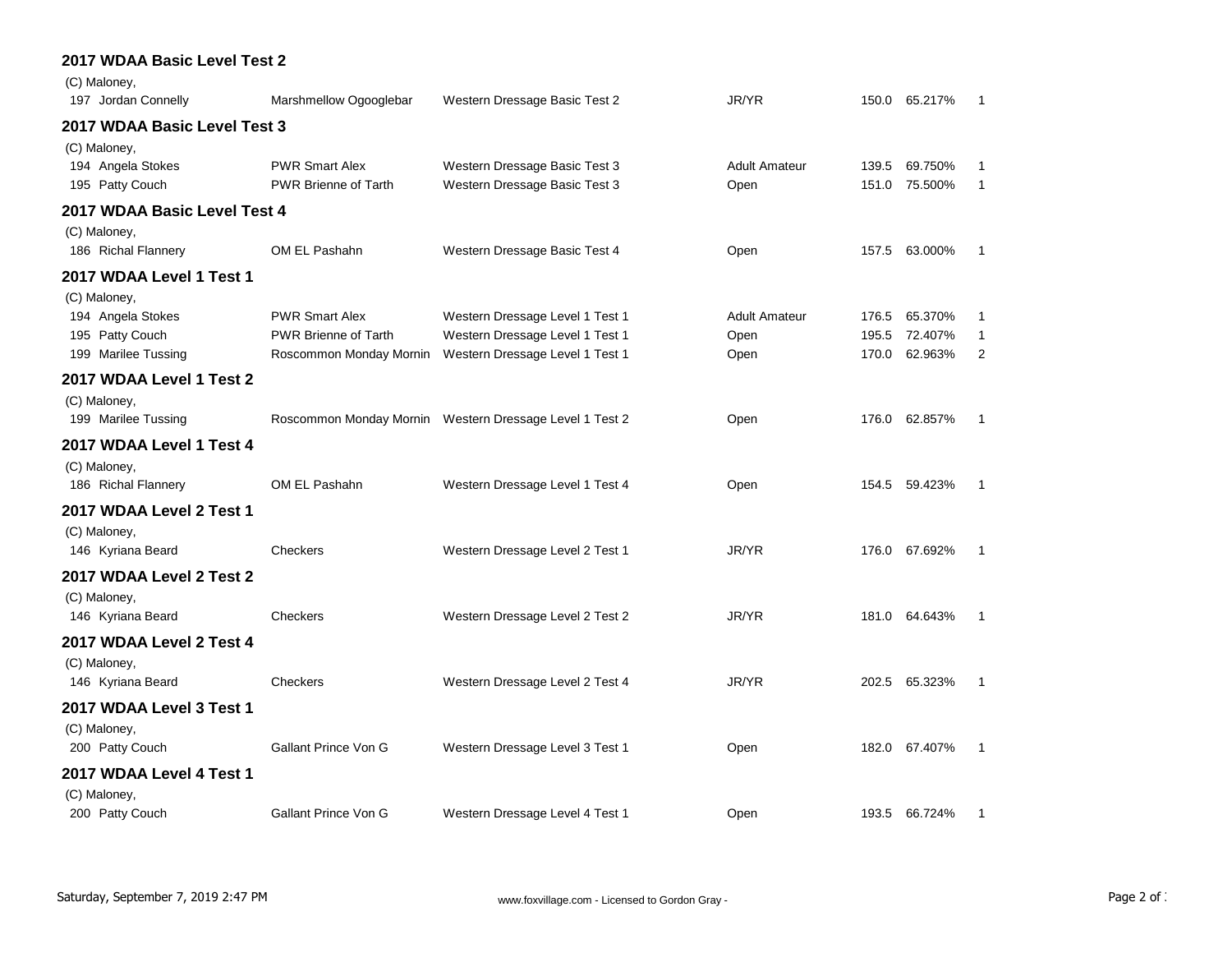## 2017 WDAA Basic Level Test 2

(C) Maloney,

| | | | | | | |
|---|---|---|---|---|---|---|
| 197 Jordan Connelly | Marshmellow Ogooglebar | Western Dressage Basic Test 2 | JR/YR | 150.0 | 65.217% | 1 |

## 2017 WDAA Basic Level Test 3

(C) Maloney,

| | | | | | | |
|---|---|---|---|---|---|---|
| 194 Angela Stokes | PWR Smart Alex | Western Dressage Basic Test 3 | Adult Amateur | 139.5 | 69.750% | 1 |
| 195 Patty Couch | PWR Brienne of Tarth | Western Dressage Basic Test 3 | Open | 151.0 | 75.500% | 1 |

## 2017 WDAA Basic Level Test 4

(C) Maloney,

| | | | | | | |
|---|---|---|---|---|---|---|
| 186 Richal Flannery | OM EL Pashahn | Western Dressage Basic Test 4 | Open | 157.5 | 63.000% | 1 |

## 2017 WDAA Level 1 Test 1

(C) Maloney,

| | | | | | | |
|---|---|---|---|---|---|---|
| 194 Angela Stokes | PWR Smart Alex | Western Dressage Level 1 Test 1 | Adult Amateur | 176.5 | 65.370% | 1 |
| 195 Patty Couch | PWR Brienne of Tarth | Western Dressage Level 1 Test 1 | Open | 195.5 | 72.407% | 1 |
| 199 Marilee Tussing | Roscommon Monday Mornin | Western Dressage Level 1 Test 1 | Open | 170.0 | 62.963% | 2 |

## 2017 WDAA Level 1 Test 2

(C) Maloney,

| | | | | | | |
|---|---|---|---|---|---|---|
| 199 Marilee Tussing | Roscommon Monday Mornin | Western Dressage Level 1 Test 2 | Open | 176.0 | 62.857% | 1 |

## 2017 WDAA Level 1 Test 4

(C) Maloney,

| | | | | | | |
|---|---|---|---|---|---|---|
| 186 Richal Flannery | OM EL Pashahn | Western Dressage Level 1 Test 4 | Open | 154.5 | 59.423% | 1 |

## 2017 WDAA Level 2 Test 1

(C) Maloney,

| | | | | | | |
|---|---|---|---|---|---|---|
| 146 Kyriana Beard | Checkers | Western Dressage Level 2 Test 1 | JR/YR | 176.0 | 67.692% | 1 |

## 2017 WDAA Level 2 Test 2

(C) Maloney,

| | | | | | | |
|---|---|---|---|---|---|---|
| 146 Kyriana Beard | Checkers | Western Dressage Level 2 Test 2 | JR/YR | 181.0 | 64.643% | 1 |

## 2017 WDAA Level 2 Test 4

(C) Maloney,

| | | | | | | |
|---|---|---|---|---|---|---|
| 146 Kyriana Beard | Checkers | Western Dressage Level 2 Test 4 | JR/YR | 202.5 | 65.323% | 1 |

## 2017 WDAA Level 3 Test 1

(C) Maloney,

| | | | | | | |
|---|---|---|---|---|---|---|
| 200 Patty Couch | Gallant Prince Von G | Western Dressage Level 3 Test 1 | Open | 182.0 | 67.407% | 1 |

## 2017 WDAA Level 4 Test 1

(C) Maloney,

| | | | | | | |
|---|---|---|---|---|---|---|
| 200 Patty Couch | Gallant Prince Von G | Western Dressage Level 4 Test 1 | Open | 193.5 | 66.724% | 1 |

Saturday, September 7, 2019 2:47 PM

www.foxvillage.com - Licensed to Gordon Gray -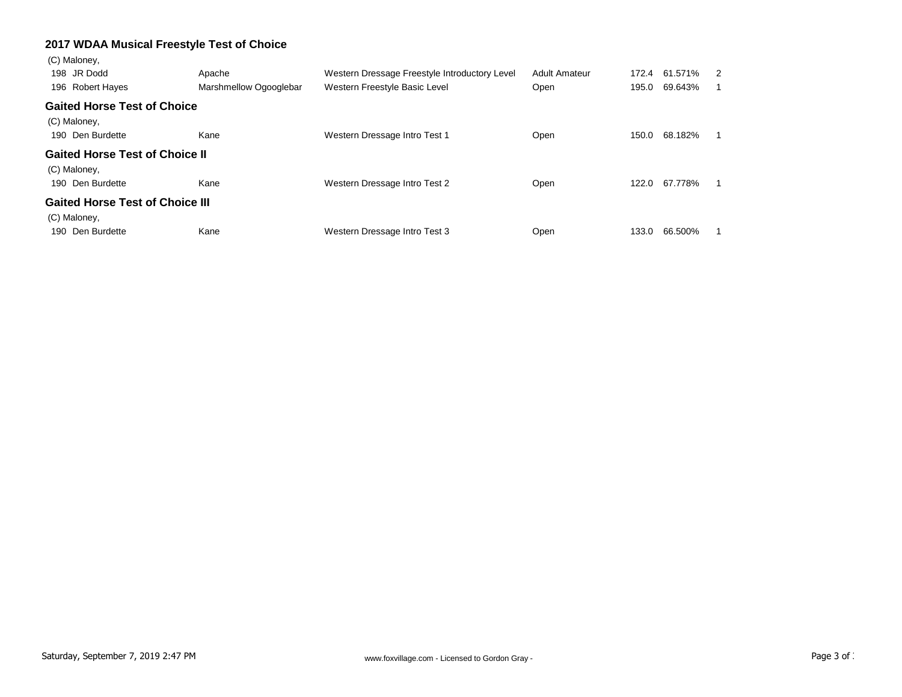## 2017 WDAA Musical Freestyle Test of Choice

(C) Maloney,

| | | | | | | | |
|---|---|---|---|---|---|---|---|
| 198 | JR Dodd | Apache | Western Dressage Freestyle Introductory Level | Adult Amateur | 172.4 | 61.571% | 2 |
| 196 | Robert Hayes | Marshmellow Ogooglebar | Western Freestyle Basic Level | Open | 195.0 | 69.643% | 1 |

## Gaited Horse Test of Choice

(C) Maloney,

| | | | | | | | |
|---|---|---|---|---|---|---|---|
| 190 | Den Burdette | Kane | Western Dressage Intro Test 1 | Open | 150.0 | 68.182% | 1 |

## Gaited Horse Test of Choice II

(C) Maloney,

| | | | | | | | |
|---|---|---|---|---|---|---|---|
| 190 | Den Burdette | Kane | Western Dressage Intro Test 2 | Open | 122.0 | 67.778% | 1 |

## Gaited Horse Test of Choice III

(C) Maloney,

| | | | | | | | |
|---|---|---|---|---|---|---|---|
| 190 | Den Burdette | Kane | Western Dressage Intro Test 3 | Open | 133.0 | 66.500% | 1 |